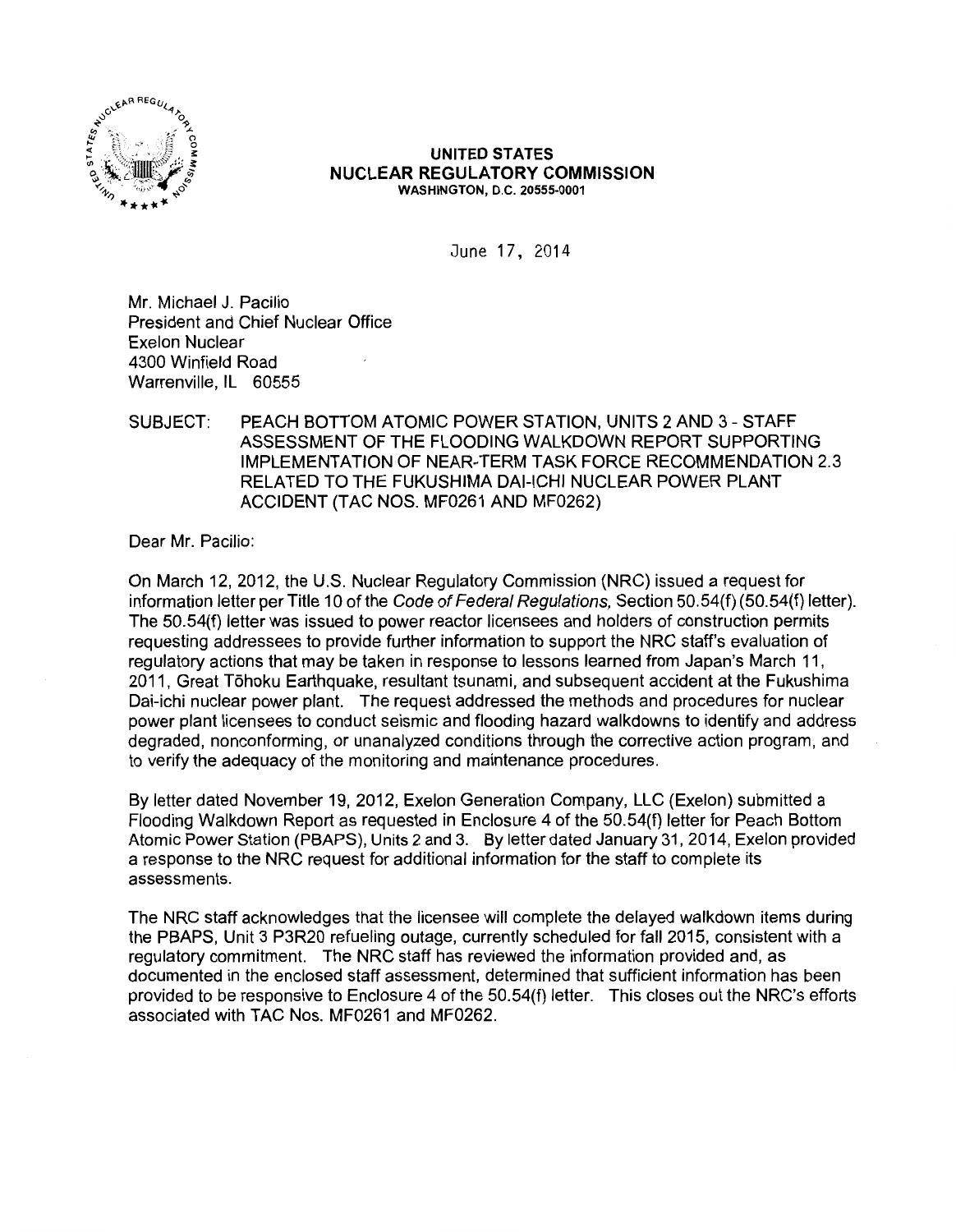**UNITED STATES**
**NUCLEAR REGULATORY COMMISSION**
**WASHINGTON, D.C. 20555-0001**

June 17, 2014

Mr. Michael J. Pacilio
President and Chief Nuclear Office
Exelon Nuclear
4300 Winfield Road
Warrenville, IL 60555

SUBJECT: PEACH BOTTOM ATOMIC POWER STATION, UNITS 2 AND 3 - STAFF ASSESSMENT OF THE FLOODING WALKDOWN REPORT SUPPORTING IMPLEMENTATION OF NEAR-TERM TASK FORCE RECOMMENDATION 2.3 RELATED TO THE FUKUSHIMA DAI-ICHI NUCLEAR POWER PLANT ACCIDENT (TAC NOS. MF0261 AND MF0262)

Dear Mr. Pacilio:

On March 12, 2012, the U.S. Nuclear Regulatory Commission (NRC) issued a request for information letter per Title 10 of the *Code of Federal Regulations,* Section 50.54(f) (50.54(f) letter). The 50.54(f) letter was issued to power reactor licensees and holders of construction permits requesting addressees to provide further information to support the NRC staff's evaluation of regulatory actions that may be taken in response to lessons learned from Japan's March 11, 2011, Great Tōhoku Earthquake, resultant tsunami, and subsequent accident at the Fukushima Dai-ichi nuclear power plant. The request addressed the methods and procedures for nuclear power plant licensees to conduct seismic and flooding hazard walkdowns to identify and address degraded, nonconforming, or unanalyzed conditions through the corrective action program, and to verify the adequacy of the monitoring and maintenance procedures.

By letter dated November 19, 2012, Exelon Generation Company, LLC (Exelon) submitted a Flooding Walkdown Report as requested in Enclosure 4 of the 50.54(f) letter for Peach Bottom Atomic Power Station (PBAPS), Units 2 and 3. By letter dated January 31, 2014, Exelon provided a response to the NRC request for additional information for the staff to complete its assessments.

The NRC staff acknowledges that the licensee will complete the delayed walkdown items during the PBAPS, Unit 3 P3R20 refueling outage, currently scheduled for fall 2015, consistent with a regulatory commitment. The NRC staff has reviewed the information provided and, as documented in the enclosed staff assessment, determined that sufficient information has been provided to be responsive to Enclosure 4 of the 50.54(f) letter. This closes out the NRC's efforts associated with TAC Nos. MF0261 and MF0262.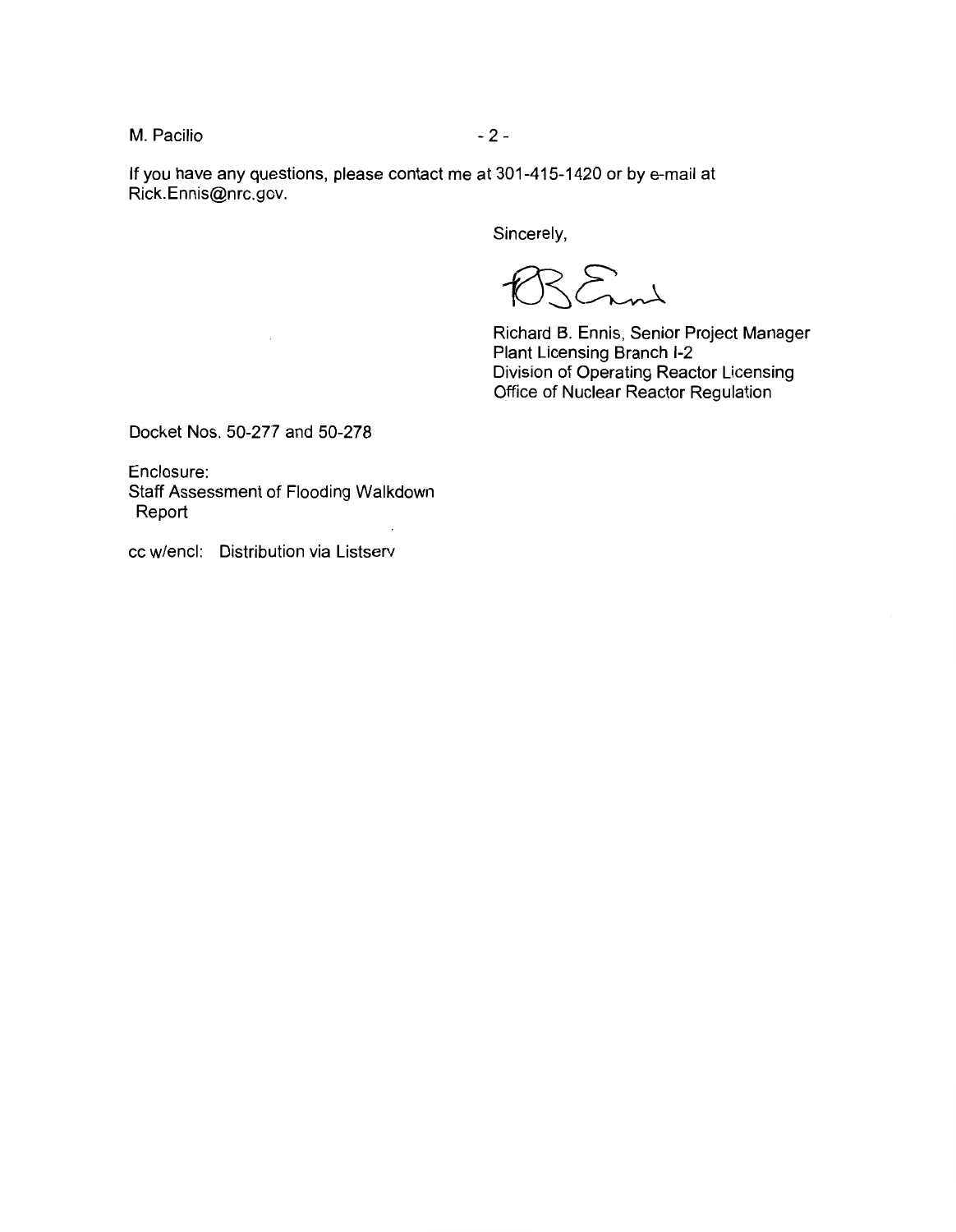If you have any questions, please contact me at 301-415-1420 or by e-mail at Rick.Ennis@nrc.gov.

Sincerely,

Richard B. Ennis, Senior Project Manager
Plant Licensing Branch I-2
Division of Operating Reactor Licensing
Office of Nuclear Reactor Regulation

Docket Nos. 50-277 and 50-278

Enclosure:
Staff Assessment of Flooding Walkdown Report

cc w/encl: Distribution via Listserv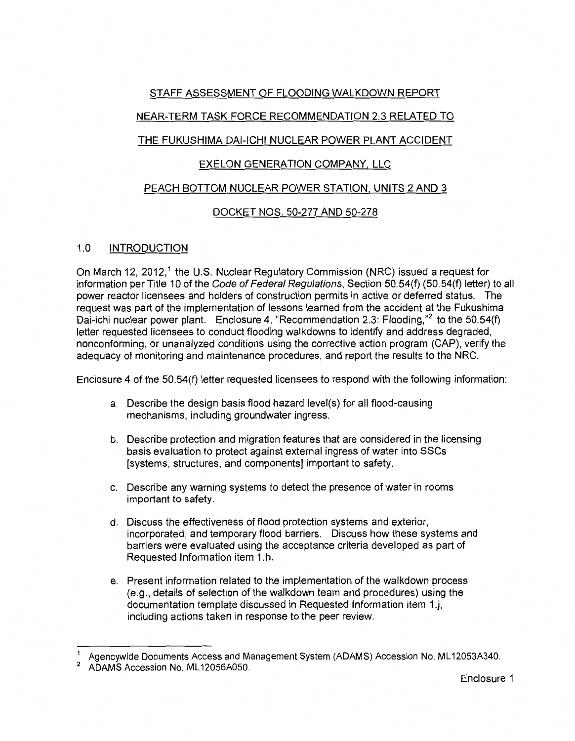STAFF ASSESSMENT OF FLOODING WALKDOWN REPORT

NEAR-TERM TASK FORCE RECOMMENDATION 2.3 RELATED TO

THE FUKUSHIMA DAI-ICHI NUCLEAR POWER PLANT ACCIDENT

EXELON GENERATION COMPANY, LLC

PEACH BOTTOM NUCLEAR POWER STATION, UNITS 2 AND 3

DOCKET NOS. 50-277 AND 50-278

## 1.0 INTRODUCTION

On March 12, 2012,[1] the U.S. Nuclear Regulatory Commission (NRC) issued a request for information per Title 10 of the *Code of Federal Regulations*, Section 50.54(f) (50.54(f) letter) to all power reactor licensees and holders of construction permits in active or deferred status. The request was part of the implementation of lessons learned from the accident at the Fukushima Dai-ichi nuclear power plant. Enclosure 4, "Recommendation 2.3: Flooding,"[2] to the 50.54(f) letter requested licensees to conduct flooding walkdowns to identify and address degraded, nonconforming, or unanalyzed conditions using the corrective action program (CAP), verify the adequacy of monitoring and maintenance procedures, and report the results to the NRC.

Enclosure 4 of the 50.54(f) letter requested licensees to respond with the following information:

a. Describe the design basis flood hazard level(s) for all flood-causing mechanisms, including groundwater ingress.

b. Describe protection and migration features that are considered in the licensing basis evaluation to protect against external ingress of water into SSCs [systems, structures, and components] important to safety.

c. Describe any warning systems to detect the presence of water in rooms important to safety.

d. Discuss the effectiveness of flood protection systems and exterior, incorporated, and temporary flood barriers. Discuss how these systems and barriers were evaluated using the acceptance criteria developed as part of Requested Information item 1.h.

e. Present information related to the implementation of the walkdown process (e.g., details of selection of the walkdown team and procedures) using the documentation template discussed in Requested Information item 1.j, including actions taken in response to the peer review.

---

[1] Agencywide Documents Access and Management System (ADAMS) Accession No. ML12053A340.

[2] ADAMS Accession No. ML12056A050.

Enclosure 1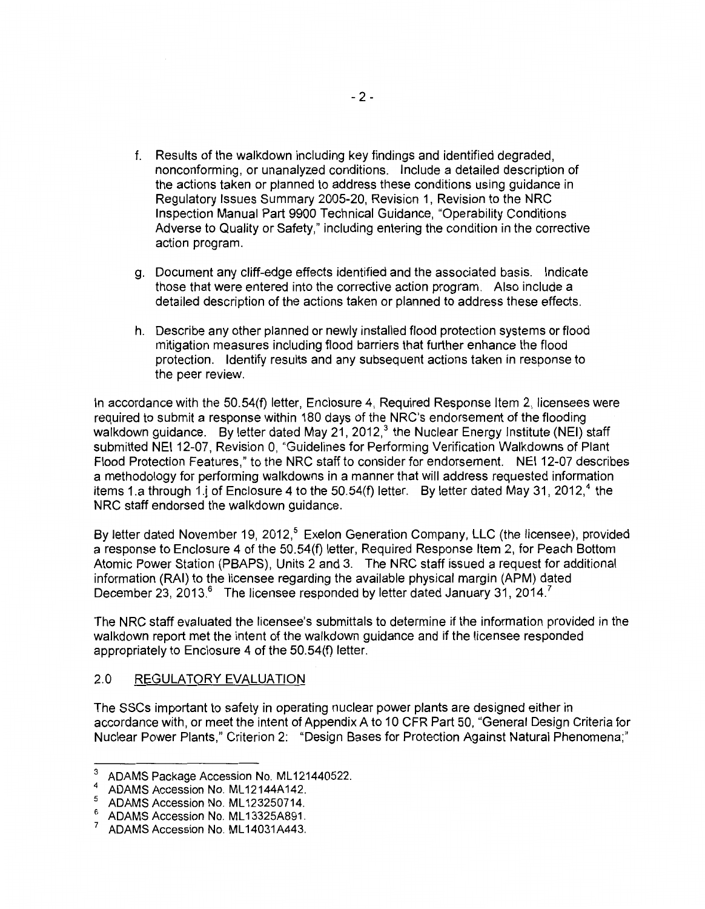f. Results of the walkdown including key findings and identified degraded, nonconforming, or unanalyzed conditions. Include a detailed description of the actions taken or planned to address these conditions using guidance in Regulatory Issues Summary 2005-20, Revision 1, Revision to the NRC Inspection Manual Part 9900 Technical Guidance, "Operability Conditions Adverse to Quality or Safety," including entering the condition in the corrective action program.

g. Document any cliff-edge effects identified and the associated basis. Indicate those that were entered into the corrective action program. Also include a detailed description of the actions taken or planned to address these effects.

h. Describe any other planned or newly installed flood protection systems or flood mitigation measures including flood barriers that further enhance the flood protection. Identify results and any subsequent actions taken in response to the peer review.

In accordance with the 50.54(f) letter, Enclosure 4, Required Response Item 2, licensees were required to submit a response within 180 days of the NRC's endorsement of the flooding walkdown guidance. By letter dated May 21, 2012,[3] the Nuclear Energy Institute (NEI) staff submitted NEI 12-07, Revision 0, "Guidelines for Performing Verification Walkdowns of Plant Flood Protection Features," to the NRC staff to consider for endorsement. NEI 12-07 describes a methodology for performing walkdowns in a manner that will address requested information items 1.a through 1.j of Enclosure 4 to the 50.54(f) letter. By letter dated May 31, 2012,[4] the NRC staff endorsed the walkdown guidance.

By letter dated November 19, 2012,[5] Exelon Generation Company, LLC (the licensee), provided a response to Enclosure 4 of the 50.54(f) letter, Required Response Item 2, for Peach Bottom Atomic Power Station (PBAPS), Units 2 and 3. The NRC staff issued a request for additional information (RAI) to the licensee regarding the available physical margin (APM) dated December 23, 2013.[6] The licensee responded by letter dated January 31, 2014.[7]

The NRC staff evaluated the licensee's submittals to determine if the information provided in the walkdown report met the intent of the walkdown guidance and if the licensee responded appropriately to Enclosure 4 of the 50.54(f) letter.

## 2.0 REGULATORY EVALUATION

The SSCs important to safety in operating nuclear power plants are designed either in accordance with, or meet the intent of Appendix A to 10 CFR Part 50, "General Design Criteria for Nuclear Power Plants," Criterion 2: "Design Bases for Protection Against Natural Phenomena;"

---

[3] ADAMS Package Accession No. ML121440522.

[4] ADAMS Accession No. ML12144A142.

[5] ADAMS Accession No. ML123250714.

[6] ADAMS Accession No. ML13325A891.

[7] ADAMS Accession No. ML14031A443.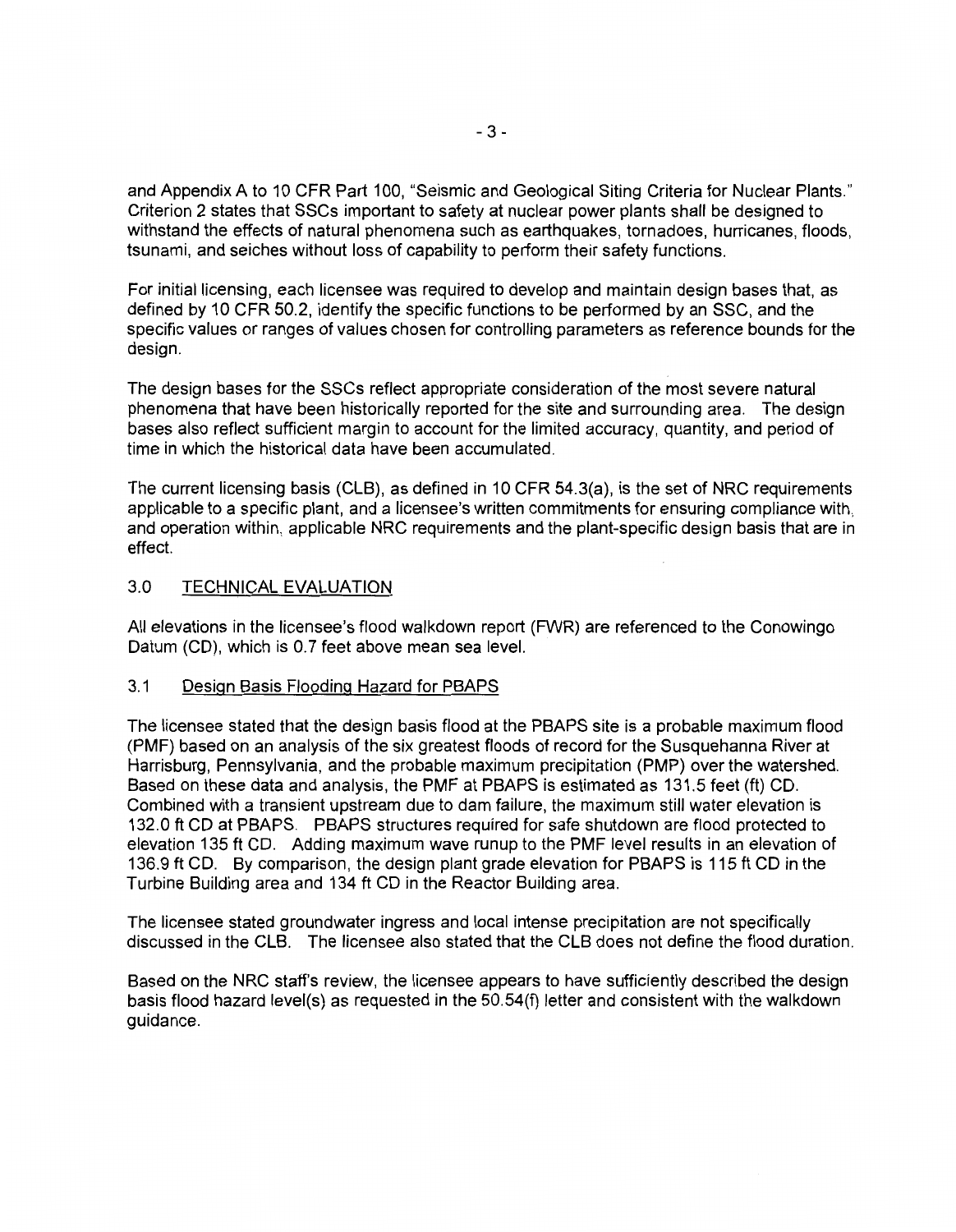and Appendix A to 10 CFR Part 100, "Seismic and Geological Siting Criteria for Nuclear Plants." Criterion 2 states that SSCs important to safety at nuclear power plants shall be designed to withstand the effects of natural phenomena such as earthquakes, tornadoes, hurricanes, floods, tsunami, and seiches without loss of capability to perform their safety functions.

For initial licensing, each licensee was required to develop and maintain design bases that, as defined by 10 CFR 50.2, identify the specific functions to be performed by an SSC, and the specific values or ranges of values chosen for controlling parameters as reference bounds for the design.

The design bases for the SSCs reflect appropriate consideration of the most severe natural phenomena that have been historically reported for the site and surrounding area. The design bases also reflect sufficient margin to account for the limited accuracy, quantity, and period of time in which the historical data have been accumulated.

The current licensing basis (CLB), as defined in 10 CFR 54.3(a), is the set of NRC requirements applicable to a specific plant, and a licensee's written commitments for ensuring compliance with, and operation within, applicable NRC requirements and the plant-specific design basis that are in effect.

## 3.0 TECHNICAL EVALUATION

All elevations in the licensee's flood walkdown report (FWR) are referenced to the Conowingo Datum (CD), which is 0.7 feet above mean sea level.

### 3.1 Design Basis Flooding Hazard for PBAPS

The licensee stated that the design basis flood at the PBAPS site is a probable maximum flood (PMF) based on an analysis of the six greatest floods of record for the Susquehanna River at Harrisburg, Pennsylvania, and the probable maximum precipitation (PMP) over the watershed. Based on these data and analysis, the PMF at PBAPS is estimated as 131.5 feet (ft) CD. Combined with a transient upstream due to dam failure, the maximum still water elevation is 132.0 ft CD at PBAPS. PBAPS structures required for safe shutdown are flood protected to elevation 135 ft CD. Adding maximum wave runup to the PMF level results in an elevation of 136.9 ft CD. By comparison, the design plant grade elevation for PBAPS is 115 ft CD in the Turbine Building area and 134 ft CD in the Reactor Building area.

The licensee stated groundwater ingress and local intense precipitation are not specifically discussed in the CLB. The licensee also stated that the CLB does not define the flood duration.

Based on the NRC staff's review, the licensee appears to have sufficiently described the design basis flood hazard level(s) as requested in the 50.54(f) letter and consistent with the walkdown guidance.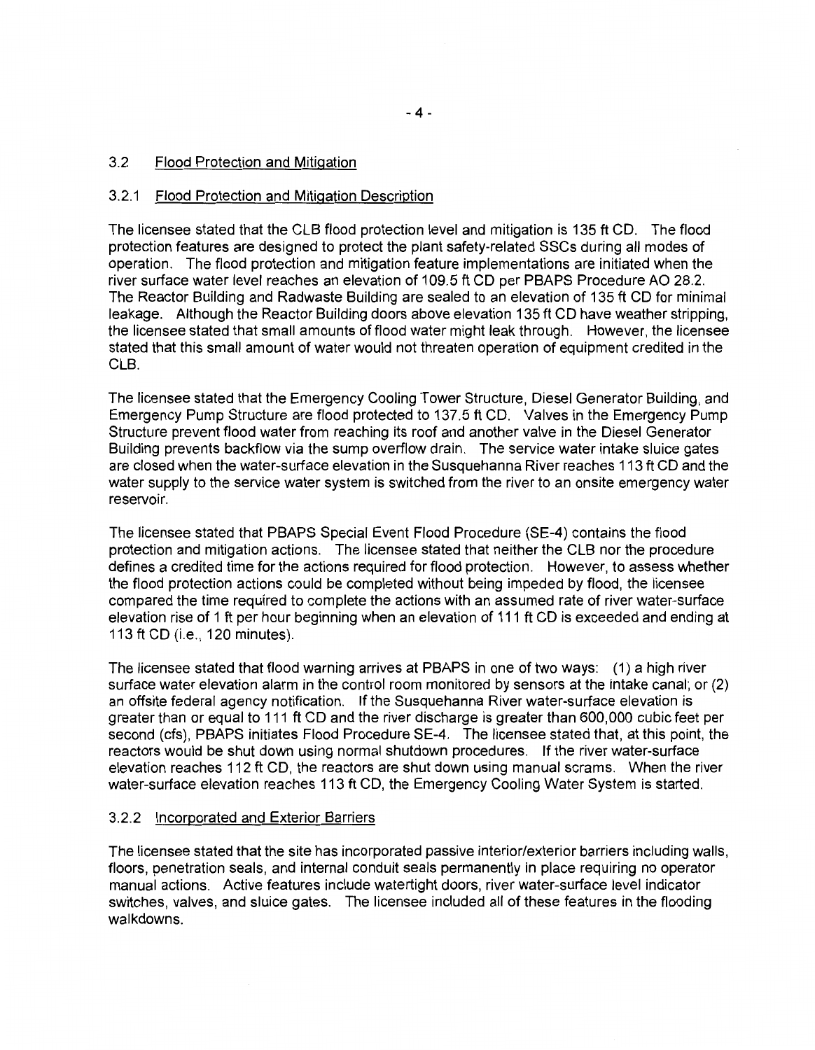### 3.2 Flood Protection and Mitigation

#### 3.2.1 Flood Protection and Mitigation Description

The licensee stated that the CLB flood protection level and mitigation is 135 ft CD. The flood protection features are designed to protect the plant safety-related SSCs during all modes of operation. The flood protection and mitigation feature implementations are initiated when the river surface water level reaches an elevation of 109.5 ft CD per PBAPS Procedure AO 28.2. The Reactor Building and Radwaste Building are sealed to an elevation of 135 ft CD for minimal leakage. Although the Reactor Building doors above elevation 135 ft CD have weather stripping, the licensee stated that small amounts of flood water might leak through. However, the licensee stated that this small amount of water would not threaten operation of equipment credited in the CLB.

The licensee stated that the Emergency Cooling Tower Structure, Diesel Generator Building, and Emergency Pump Structure are flood protected to 137.5 ft CD. Valves in the Emergency Pump Structure prevent flood water from reaching its roof and another valve in the Diesel Generator Building prevents backflow via the sump overflow drain. The service water intake sluice gates are closed when the water-surface elevation in the Susquehanna River reaches 113 ft CD and the water supply to the service water system is switched from the river to an onsite emergency water reservoir.

The licensee stated that PBAPS Special Event Flood Procedure (SE-4) contains the flood protection and mitigation actions. The licensee stated that neither the CLB nor the procedure defines a credited time for the actions required for flood protection. However, to assess whether the flood protection actions could be completed without being impeded by flood, the licensee compared the time required to complete the actions with an assumed rate of river water-surface elevation rise of 1 ft per hour beginning when an elevation of 111 ft CD is exceeded and ending at 113 ft CD (i.e., 120 minutes).

The licensee stated that flood warning arrives at PBAPS in one of two ways: (1) a high river surface water elevation alarm in the control room monitored by sensors at the intake canal; or (2) an offsite federal agency notification. If the Susquehanna River water-surface elevation is greater than or equal to 111 ft CD and the river discharge is greater than 600,000 cubic feet per second (cfs), PBAPS initiates Flood Procedure SE-4. The licensee stated that, at this point, the reactors would be shut down using normal shutdown procedures. If the river water-surface elevation reaches 112 ft CD, the reactors are shut down using manual scrams. When the river water-surface elevation reaches 113 ft CD, the Emergency Cooling Water System is started.

#### 3.2.2 Incorporated and Exterior Barriers

The licensee stated that the site has incorporated passive interior/exterior barriers including walls, floors, penetration seals, and internal conduit seals permanently in place requiring no operator manual actions. Active features include watertight doors, river water-surface level indicator switches, valves, and sluice gates. The licensee included all of these features in the flooding walkdowns.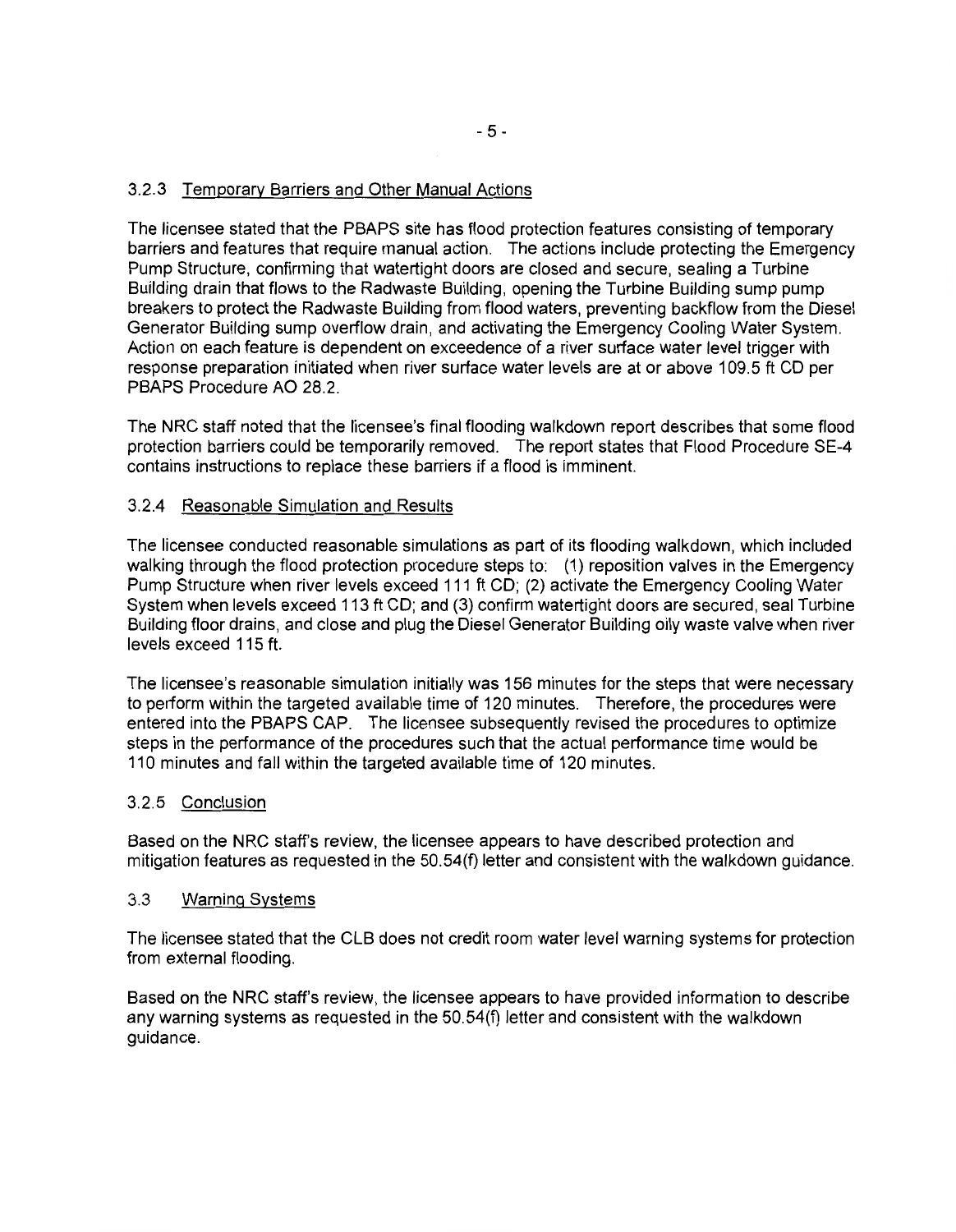### 3.2.3 Temporary Barriers and Other Manual Actions

The licensee stated that the PBAPS site has flood protection features consisting of temporary barriers and features that require manual action. The actions include protecting the Emergency Pump Structure, confirming that watertight doors are closed and secure, sealing a Turbine Building drain that flows to the Radwaste Building, opening the Turbine Building sump pump breakers to protect the Radwaste Building from flood waters, preventing backflow from the Diesel Generator Building sump overflow drain, and activating the Emergency Cooling Water System. Action on each feature is dependent on exceedence of a river surface water level trigger with response preparation initiated when river surface water levels are at or above 109.5 ft CD per PBAPS Procedure AO 28.2.

The NRC staff noted that the licensee's final flooding walkdown report describes that some flood protection barriers could be temporarily removed. The report states that Flood Procedure SE-4 contains instructions to replace these barriers if a flood is imminent.

### 3.2.4 Reasonable Simulation and Results

The licensee conducted reasonable simulations as part of its flooding walkdown, which included walking through the flood protection procedure steps to: (1) reposition valves in the Emergency Pump Structure when river levels exceed 111 ft CD; (2) activate the Emergency Cooling Water System when levels exceed 113 ft CD; and (3) confirm watertight doors are secured, seal Turbine Building floor drains, and close and plug the Diesel Generator Building oily waste valve when river levels exceed 115 ft.

The licensee's reasonable simulation initially was 156 minutes for the steps that were necessary to perform within the targeted available time of 120 minutes. Therefore, the procedures were entered into the PBAPS CAP. The licensee subsequently revised the procedures to optimize steps in the performance of the procedures such that the actual performance time would be 110 minutes and fall within the targeted available time of 120 minutes.

### 3.2.5 Conclusion

Based on the NRC staff's review, the licensee appears to have described protection and mitigation features as requested in the 50.54(f) letter and consistent with the walkdown guidance.

## 3.3 Warning Systems

The licensee stated that the CLB does not credit room water level warning systems for protection from external flooding.

Based on the NRC staff's review, the licensee appears to have provided information to describe any warning systems as requested in the 50.54(f) letter and consistent with the walkdown guidance.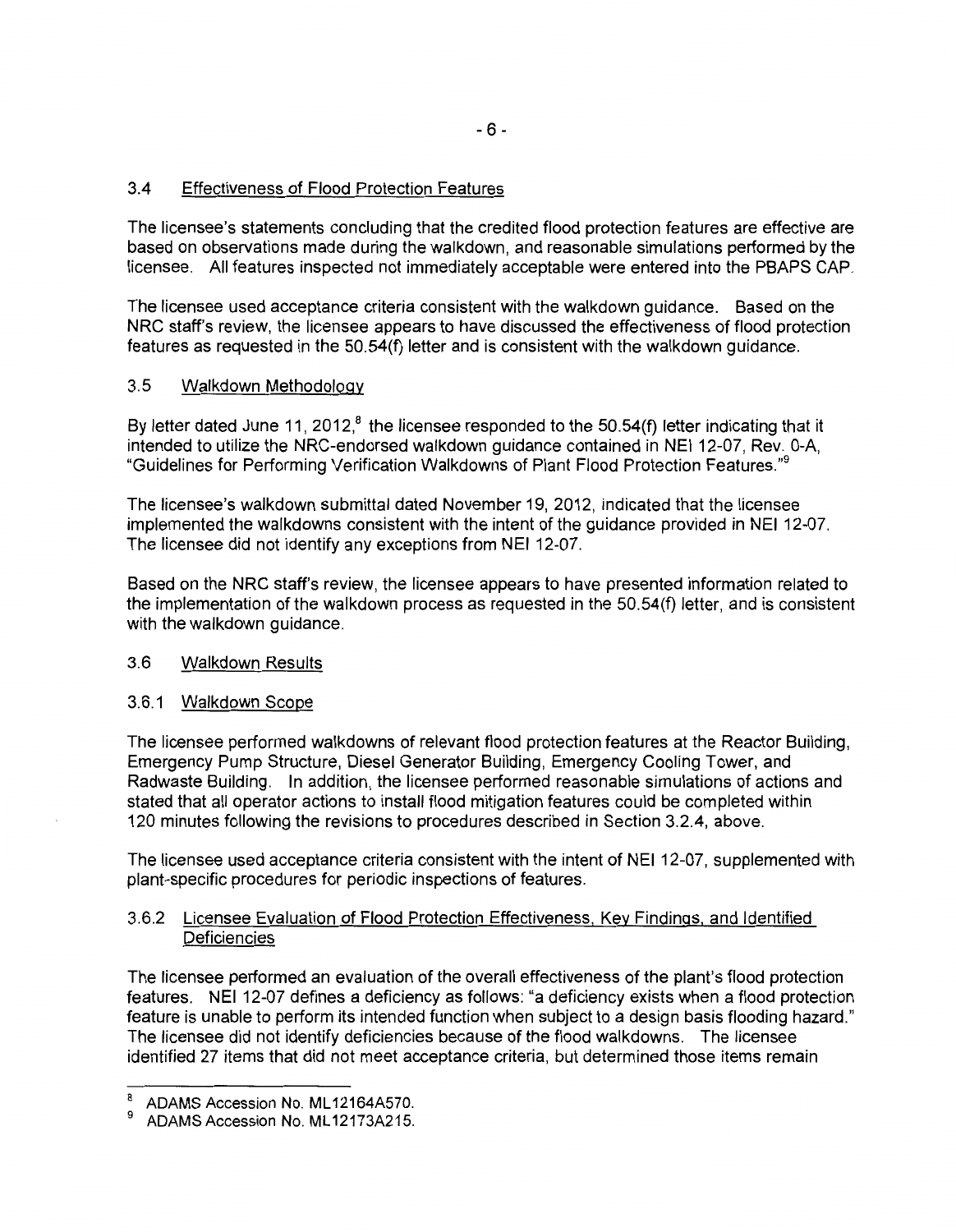### 3.4 Effectiveness of Flood Protection Features

The licensee's statements concluding that the credited flood protection features are effective are based on observations made during the walkdown, and reasonable simulations performed by the licensee. All features inspected not immediately acceptable were entered into the PBAPS CAP.

The licensee used acceptance criteria consistent with the walkdown guidance. Based on the NRC staff's review, the licensee appears to have discussed the effectiveness of flood protection features as requested in the 50.54(f) letter and is consistent with the walkdown guidance.

### 3.5 Walkdown Methodology

By letter dated June 11, 2012,[8] the licensee responded to the 50.54(f) letter indicating that it intended to utilize the NRC-endorsed walkdown guidance contained in NEI 12-07, Rev. 0-A, "Guidelines for Performing Verification Walkdowns of Plant Flood Protection Features."[9]

The licensee's walkdown submittal dated November 19, 2012, indicated that the licensee implemented the walkdowns consistent with the intent of the guidance provided in NEI 12-07. The licensee did not identify any exceptions from NEI 12-07.

Based on the NRC staff's review, the licensee appears to have presented information related to the implementation of the walkdown process as requested in the 50.54(f) letter, and is consistent with the walkdown guidance.

### 3.6 Walkdown Results

#### 3.6.1 Walkdown Scope

The licensee performed walkdowns of relevant flood protection features at the Reactor Building, Emergency Pump Structure, Diesel Generator Building, Emergency Cooling Tower, and Radwaste Building. In addition, the licensee performed reasonable simulations of actions and stated that all operator actions to install flood mitigation features could be completed within 120 minutes following the revisions to procedures described in Section 3.2.4, above.

The licensee used acceptance criteria consistent with the intent of NEI 12-07, supplemented with plant-specific procedures for periodic inspections of features.

#### 3.6.2 Licensee Evaluation of Flood Protection Effectiveness, Key Findings, and Identified Deficiencies

The licensee performed an evaluation of the overall effectiveness of the plant's flood protection features. NEI 12-07 defines a deficiency as follows: "a deficiency exists when a flood protection feature is unable to perform its intended function when subject to a design basis flooding hazard." The licensee did not identify deficiencies because of the flood walkdowns. The licensee identified 27 items that did not meet acceptance criteria, but determined those items remain

---

[8] ADAMS Accession No. ML12164A570.

[9] ADAMS Accession No. ML12173A215.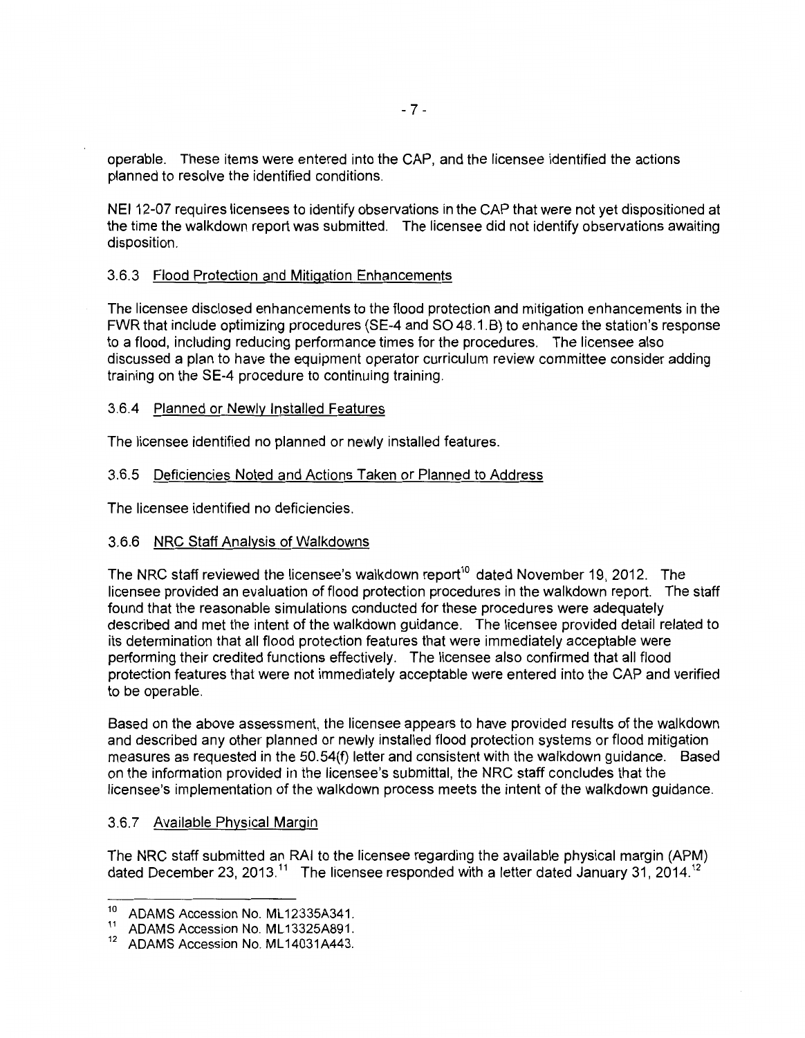operable. These items were entered into the CAP, and the licensee identified the actions planned to resolve the identified conditions.

NEI 12-07 requires licensees to identify observations in the CAP that were not yet dispositioned at the time the walkdown report was submitted. The licensee did not identify observations awaiting disposition.

### 3.6.3 Flood Protection and Mitigation Enhancements

The licensee disclosed enhancements to the flood protection and mitigation enhancements in the FWR that include optimizing procedures (SE-4 and SO 48.1.B) to enhance the station's response to a flood, including reducing performance times for the procedures. The licensee also discussed a plan to have the equipment operator curriculum review committee consider adding training on the SE-4 procedure to continuing training.

### 3.6.4 Planned or Newly Installed Features

The licensee identified no planned or newly installed features.

### 3.6.5 Deficiencies Noted and Actions Taken or Planned to Address

The licensee identified no deficiencies.

### 3.6.6 NRC Staff Analysis of Walkdowns

The NRC staff reviewed the licensee's walkdown report[10] dated November 19, 2012. The licensee provided an evaluation of flood protection procedures in the walkdown report. The staff found that the reasonable simulations conducted for these procedures were adequately described and met the intent of the walkdown guidance. The licensee provided detail related to its determination that all flood protection features that were immediately acceptable were performing their credited functions effectively. The licensee also confirmed that all flood protection features that were not immediately acceptable were entered into the CAP and verified to be operable.

Based on the above assessment, the licensee appears to have provided results of the walkdown and described any other planned or newly installed flood protection systems or flood mitigation measures as requested in the 50.54(f) letter and consistent with the walkdown guidance. Based on the information provided in the licensee's submittal, the NRC staff concludes that the licensee's implementation of the walkdown process meets the intent of the walkdown guidance.

### 3.6.7 Available Physical Margin

The NRC staff submitted an RAI to the licensee regarding the available physical margin (APM) dated December 23, 2013.[11] The licensee responded with a letter dated January 31, 2014.[12]

---

[10] ADAMS Accession No. ML12335A341.

[11] ADAMS Accession No. ML13325A891.

[12] ADAMS Accession No. ML14031A443.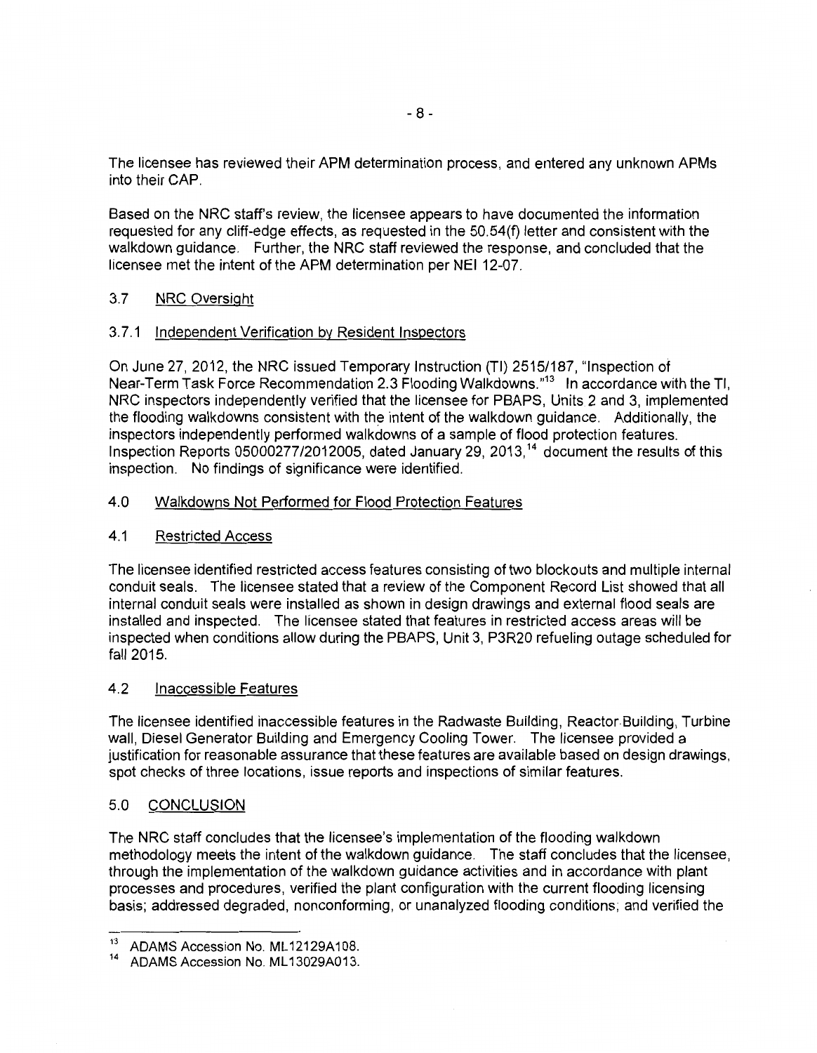The licensee has reviewed their APM determination process, and entered any unknown APMs into their CAP.

Based on the NRC staff's review, the licensee appears to have documented the information requested for any cliff-edge effects, as requested in the 50.54(f) letter and consistent with the walkdown guidance. Further, the NRC staff reviewed the response, and concluded that the licensee met the intent of the APM determination per NEI 12-07.

### 3.7 NRC Oversight

#### 3.7.1 Independent Verification by Resident Inspectors

On June 27, 2012, the NRC issued Temporary Instruction (TI) 2515/187, "Inspection of Near-Term Task Force Recommendation 2.3 Flooding Walkdowns."[13] In accordance with the TI, NRC inspectors independently verified that the licensee for PBAPS, Units 2 and 3, implemented the flooding walkdowns consistent with the intent of the walkdown guidance. Additionally, the inspectors independently performed walkdowns of a sample of flood protection features. Inspection Reports 05000277/2012005, dated January 29, 2013,[14] document the results of this inspection. No findings of significance were identified.

## 4.0 Walkdowns Not Performed for Flood Protection Features

### 4.1 Restricted Access

The licensee identified restricted access features consisting of two blockouts and multiple internal conduit seals. The licensee stated that a review of the Component Record List showed that all internal conduit seals were installed as shown in design drawings and external flood seals are installed and inspected. The licensee stated that features in restricted access areas will be inspected when conditions allow during the PBAPS, Unit 3, P3R20 refueling outage scheduled for fall 2015.

### 4.2 Inaccessible Features

The licensee identified inaccessible features in the Radwaste Building, Reactor Building, Turbine wall, Diesel Generator Building and Emergency Cooling Tower. The licensee provided a justification for reasonable assurance that these features are available based on design drawings, spot checks of three locations, issue reports and inspections of similar features.

## 5.0 CONCLUSION

The NRC staff concludes that the licensee's implementation of the flooding walkdown methodology meets the intent of the walkdown guidance. The staff concludes that the licensee, through the implementation of the walkdown guidance activities and in accordance with plant processes and procedures, verified the plant configuration with the current flooding licensing basis; addressed degraded, nonconforming, or unanalyzed flooding conditions; and verified the

---

[13] ADAMS Accession No. ML12129A108.

[14] ADAMS Accession No. ML13029A013.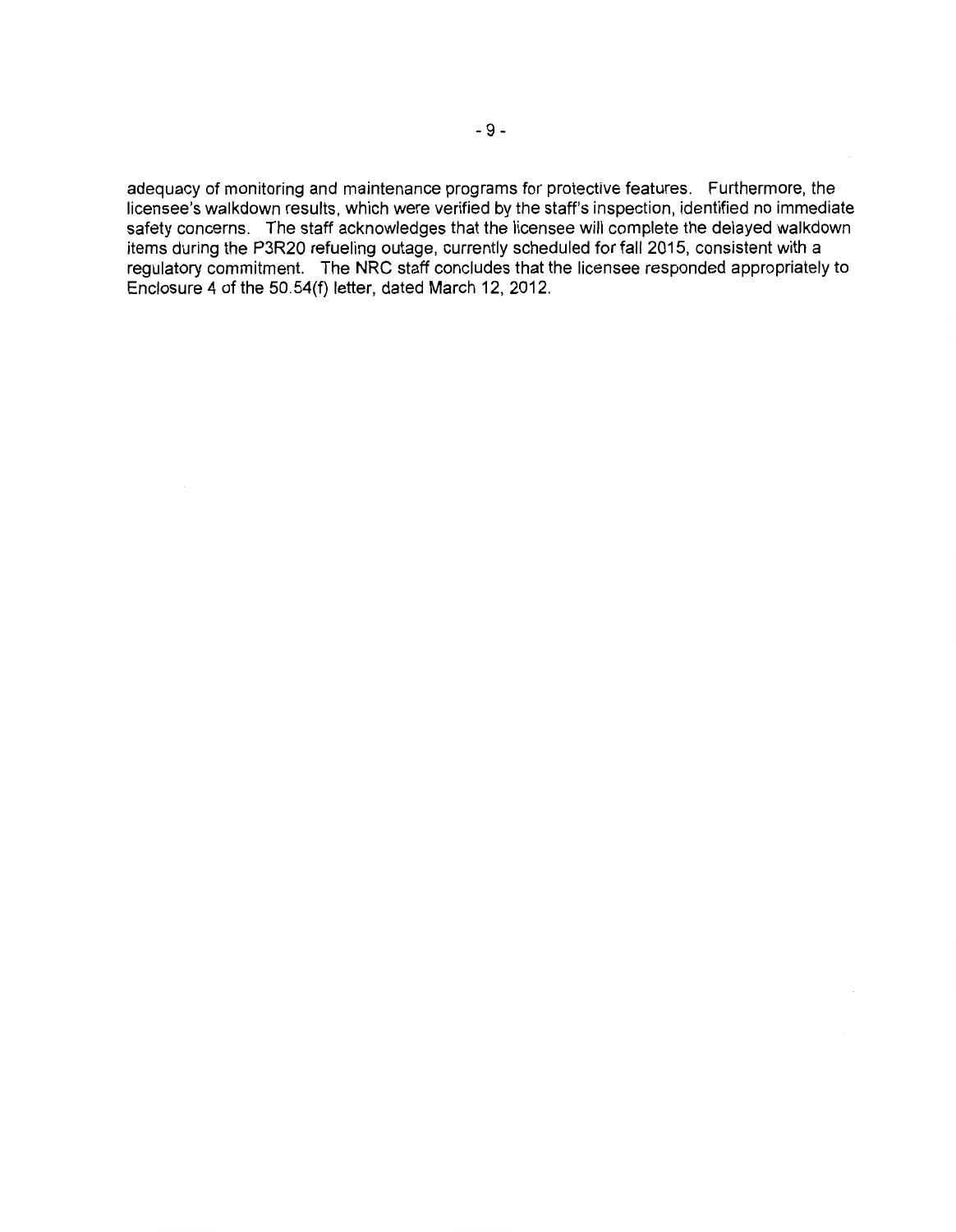adequacy of monitoring and maintenance programs for protective features. Furthermore, the licensee's walkdown results, which were verified by the staff's inspection, identified no immediate safety concerns. The staff acknowledges that the licensee will complete the delayed walkdown items during the P3R20 refueling outage, currently scheduled for fall 2015, consistent with a regulatory commitment. The NRC staff concludes that the licensee responded appropriately to Enclosure 4 of the 50.54(f) letter, dated March 12, 2012.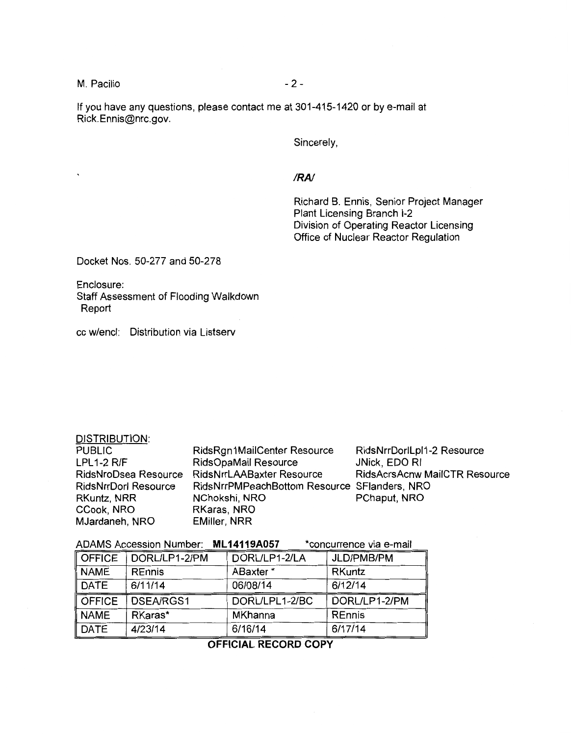If you have any questions, please contact me at 301-415-1420 or by e-mail at Rick.Ennis@nrc.gov.

Sincerely,

*/RA/*

Richard B. Ennis, Senior Project Manager
Plant Licensing Branch I-2
Division of Operating Reactor Licensing
Office of Nuclear Reactor Regulation

Docket Nos. 50-277 and 50-278

Enclosure:
Staff Assessment of Flooding Walkdown Report

cc w/encl: Distribution via Listserv

DISTRIBUTION:

| | | |
|---|---|---|
| PUBLIC | RidsRgn1MailCenter Resource | RidsNrrDorlLpl1-2 Resource |
| LPL1-2 R/F | RidsOpaMail Resource | JNick, EDO RI |
| RidsNroDsea Resource | RidsNrrLAABaxter Resource | RidsAcrsAcnw MailCTR Resource |
| RidsNrrDorl Resource | RidsNrrPMPeachBottom Resource | SFlanders, NRO |
| RKuntz, NRR | NChokshi, NRO | PChaput, NRO |
| CCook, NRO | RKaras, NRO | |
| MJardaneh, NRO | EMiller, NRR | |

ADAMS Accession Number: **ML14119A057** *concurrence via e-mail

| OFFICE | DORL/LP1-2/PM | DORL/LP1-2/LA | JLD/PMB/PM |
|---|---|---|---|
| NAME | REnnis | ABaxter * | RKuntz |
| DATE | 6/11/14 | 06/08/14 | 6/12/14 |
| OFFICE | DSEA/RGS1 | DORL/LPL1-2/BC | DORL/LP1-2/PM |
| NAME | RKaras* | MKhanna | REnnis |
| DATE | 4/23/14 | 6/16/14 | 6/17/14 |

**OFFICIAL RECORD COPY**